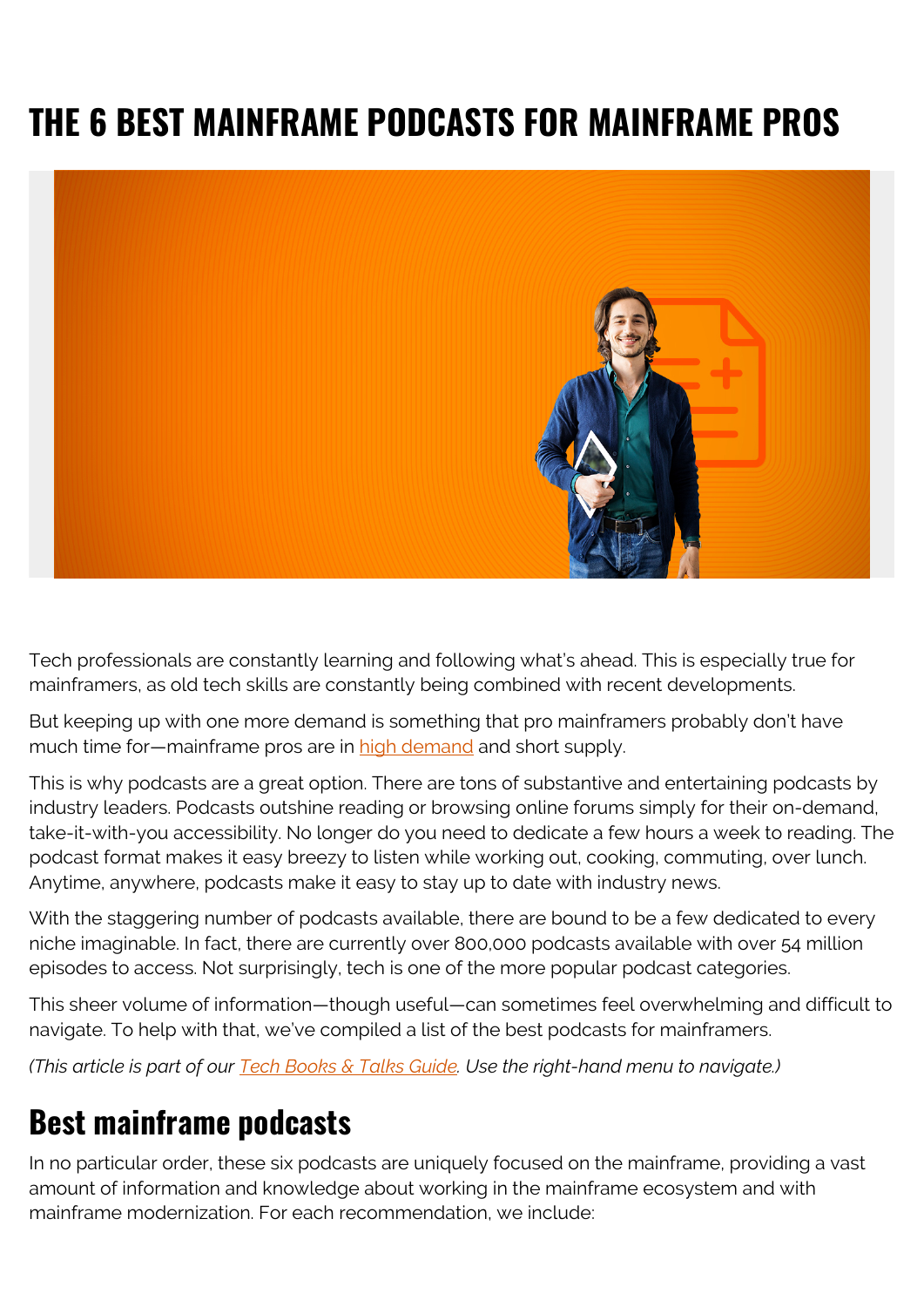# THE 6 BEST MAINFRAME PODCASTS FOR MAINFRAME PROS

Tech professionals are constantly learning and following what's ahead. This is especially true for mainframers, as old tech skills are constantly being combined with recent developments.

But keeping up with one more demand is something that pro mainframers probably don't have much time for—mainframe pros are in high demand and short supply.

This is why podcasts are a great option. There are tons of substantive and entertaining podcasts by industry leaders. Podcasts outshine reading or browsing online forums simply for their on-demand, take-it-with-you accessibility. No longer do you need to dedicate a few hours a week to reading. The podcast format makes it easy breezy to listen while working out, cooking, commuting, over lunch. Anytime, anywhere, podcasts make it easy to stay up to date with industry news.

With the staggering number of podcasts available, there are bound to be a few dedicated to every niche imaginable. In fact, there are currently over 800,000 podcasts available with over 54 million episodes to access. Not surprisingly, tech is one of the more popular podcast categories.

This sheer volume of information—though useful—can sometimes feel overwhelming and difficult to navigate. To help with that, we've compiled a list of the best podcasts for mainframers.

*(This article is part of our Tech Books & Talks Guide. Use the right-hand menu to navigate.)*

## Best mainframe podcasts

In no particular order, these six podcasts are uniquely focused on the mainframe, providing a vast amount of information and knowledge about working in the mainframe ecosystem and with mainframe modernization. For each recommendation, we include: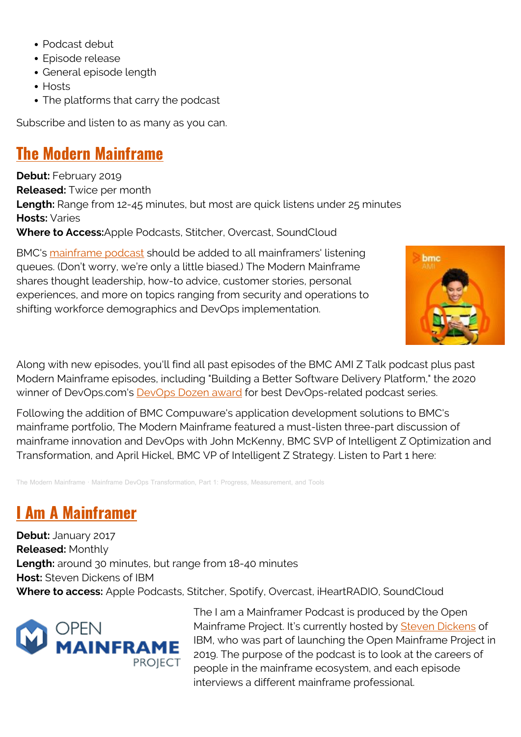- Podcast debut
- Episode release
- General episode length
- Hosts
- The platforms that carry the podcast

Subscribe and listen to as many as you can.

## The Modern Mainframe

**Debut:** February 2019
**Released:** Twice per month
**Length:** Range from 12-45 minutes, but most are quick listens under 25 minutes
**Hosts:** Varies
**Where to Access:**Apple Podcasts, Stitcher, Overcast, SoundCloud

BMC's mainframe podcast should be added to all mainframers' listening queues. (Don't worry, we're only a little biased.) The Modern Mainframe shares thought leadership, how-to advice, customer stories, personal experiences, and more on topics ranging from security and operations to shifting workforce demographics and DevOps implementation.

Along with new episodes, you'll find all past episodes of the BMC AMI Z Talk podcast plus past Modern Mainframe episodes, including "Building a Better Software Delivery Platform," the 2020 winner of DevOps.com's DevOps Dozen award for best DevOps-related podcast series.

Following the addition of BMC Compuware's application development solutions to BMC's mainframe portfolio, The Modern Mainframe featured a must-listen three-part discussion of mainframe innovation and DevOps with John McKenny, BMC SVP of Intelligent Z Optimization and Transformation, and April Hickel, BMC VP of Intelligent Z Strategy. Listen to Part 1 here:

The Modern Mainframe · Mainframe DevOps Transformation, Part 1: Progress, Measurement, and Tools

## I Am A Mainframer

**Debut:** January 2017
**Released:** Monthly
**Length:** around 30 minutes, but range from 18-40 minutes
**Host:** Steven Dickens of IBM
**Where to access:** Apple Podcasts, Stitcher, Spotify, Overcast, iHeartRADIO, SoundCloud

The I am a Mainframer Podcast is produced by the Open Mainframe Project. It's currently hosted by Steven Dickens of IBM, who was part of launching the Open Mainframe Project in 2019. The purpose of the podcast is to look at the careers of people in the mainframe ecosystem, and each episode interviews a different mainframe professional.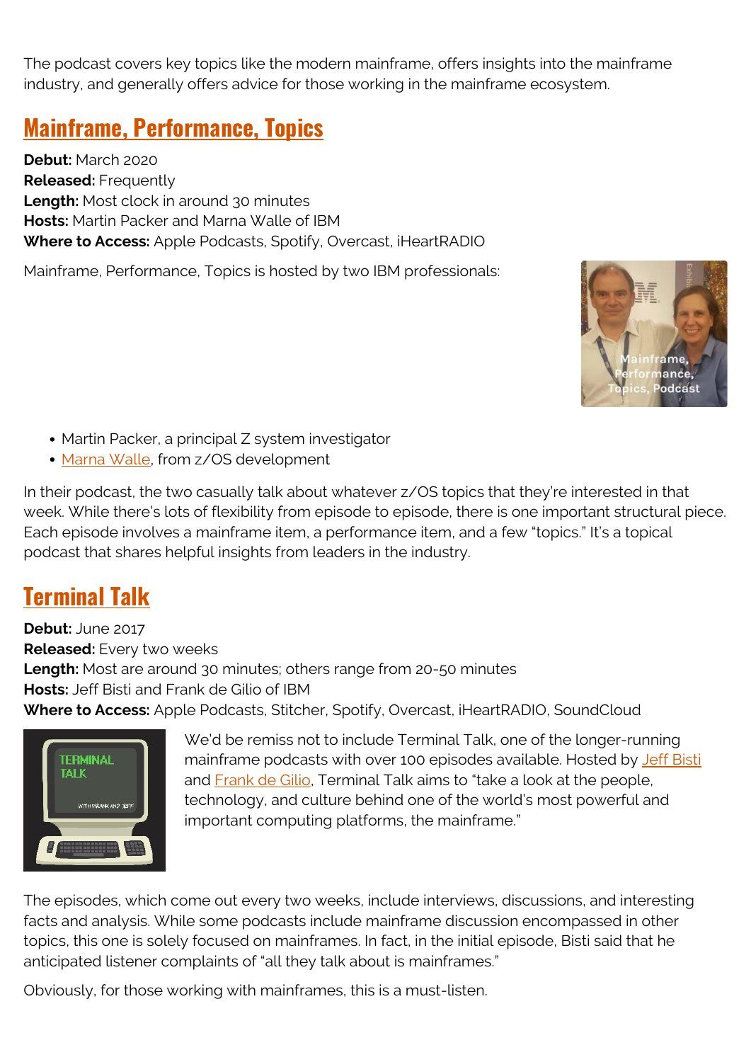The podcast covers key topics like the modern mainframe, offers insights into the mainframe industry, and generally offers advice for those working in the mainframe ecosystem.

## Mainframe, Performance, Topics

**Debut:** March 2020
**Released:** Frequently
**Length:** Most clock in around 30 minutes
**Hosts:** Martin Packer and Marna Walle of IBM
**Where to Access:** Apple Podcasts, Spotify, Overcast, iHeartRADIO

Mainframe, Performance, Topics is hosted by two IBM professionals:

- Martin Packer, a principal Z system investigator
- Marna Walle, from z/OS development

In their podcast, the two casually talk about whatever z/OS topics that they're interested in that week. While there's lots of flexibility from episode to episode, there is one important structural piece. Each episode involves a mainframe item, a performance item, and a few "topics." It's a topical podcast that shares helpful insights from leaders in the industry.

## Terminal Talk

**Debut:** June 2017
**Released:** Every two weeks
**Length:** Most are around 30 minutes; others range from 20-50 minutes
**Hosts:** Jeff Bisti and Frank de Gilio of IBM
**Where to Access:** Apple Podcasts, Stitcher, Spotify, Overcast, iHeartRADIO, SoundCloud

We'd be remiss not to include Terminal Talk, one of the longer-running mainframe podcasts with over 100 episodes available. Hosted by Jeff Bisti and Frank de Gilio, Terminal Talk aims to "take a look at the people, technology, and culture behind one of the world's most powerful and important computing platforms, the mainframe."

The episodes, which come out every two weeks, include interviews, discussions, and interesting facts and analysis. While some podcasts include mainframe discussion encompassed in other topics, this one is solely focused on mainframes. In fact, in the initial episode, Bisti said that he anticipated listener complaints of "all they talk about is mainframes."

Obviously, for those working with mainframes, this is a must-listen.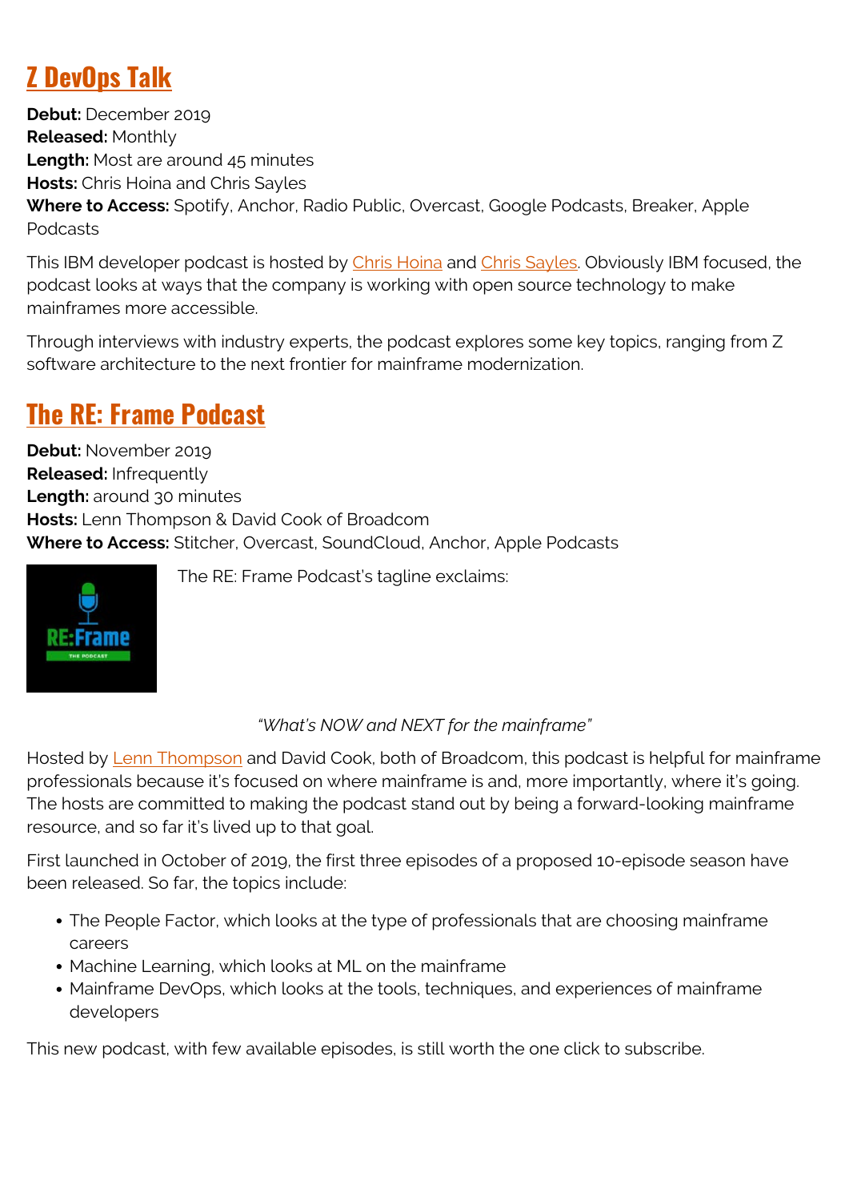## Z DevOps Talk

**Debut:** December 2019
**Released:** Monthly
**Length:** Most are around 45 minutes
**Hosts:** Chris Hoina and Chris Sayles
**Where to Access:** Spotify, Anchor, Radio Public, Overcast, Google Podcasts, Breaker, Apple Podcasts

This IBM developer podcast is hosted by Chris Hoina and Chris Sayles. Obviously IBM focused, the podcast looks at ways that the company is working with open source technology to make mainframes more accessible.

Through interviews with industry experts, the podcast explores some key topics, ranging from Z software architecture to the next frontier for mainframe modernization.

## The RE: Frame Podcast

**Debut:** November 2019
**Released:** Infrequently
**Length:** around 30 minutes
**Hosts:** Lenn Thompson & David Cook of Broadcom
**Where to Access:** Stitcher, Overcast, SoundCloud, Anchor, Apple Podcasts

The RE: Frame Podcast's tagline exclaims:

*"What's NOW and NEXT for the mainframe"*

Hosted by Lenn Thompson and David Cook, both of Broadcom, this podcast is helpful for mainframe professionals because it's focused on where mainframe is and, more importantly, where it's going. The hosts are committed to making the podcast stand out by being a forward-looking mainframe resource, and so far it's lived up to that goal.

First launched in October of 2019, the first three episodes of a proposed 10-episode season have been released. So far, the topics include:

- The People Factor, which looks at the type of professionals that are choosing mainframe careers
- Machine Learning, which looks at ML on the mainframe
- Mainframe DevOps, which looks at the tools, techniques, and experiences of mainframe developers

This new podcast, with few available episodes, is still worth the one click to subscribe.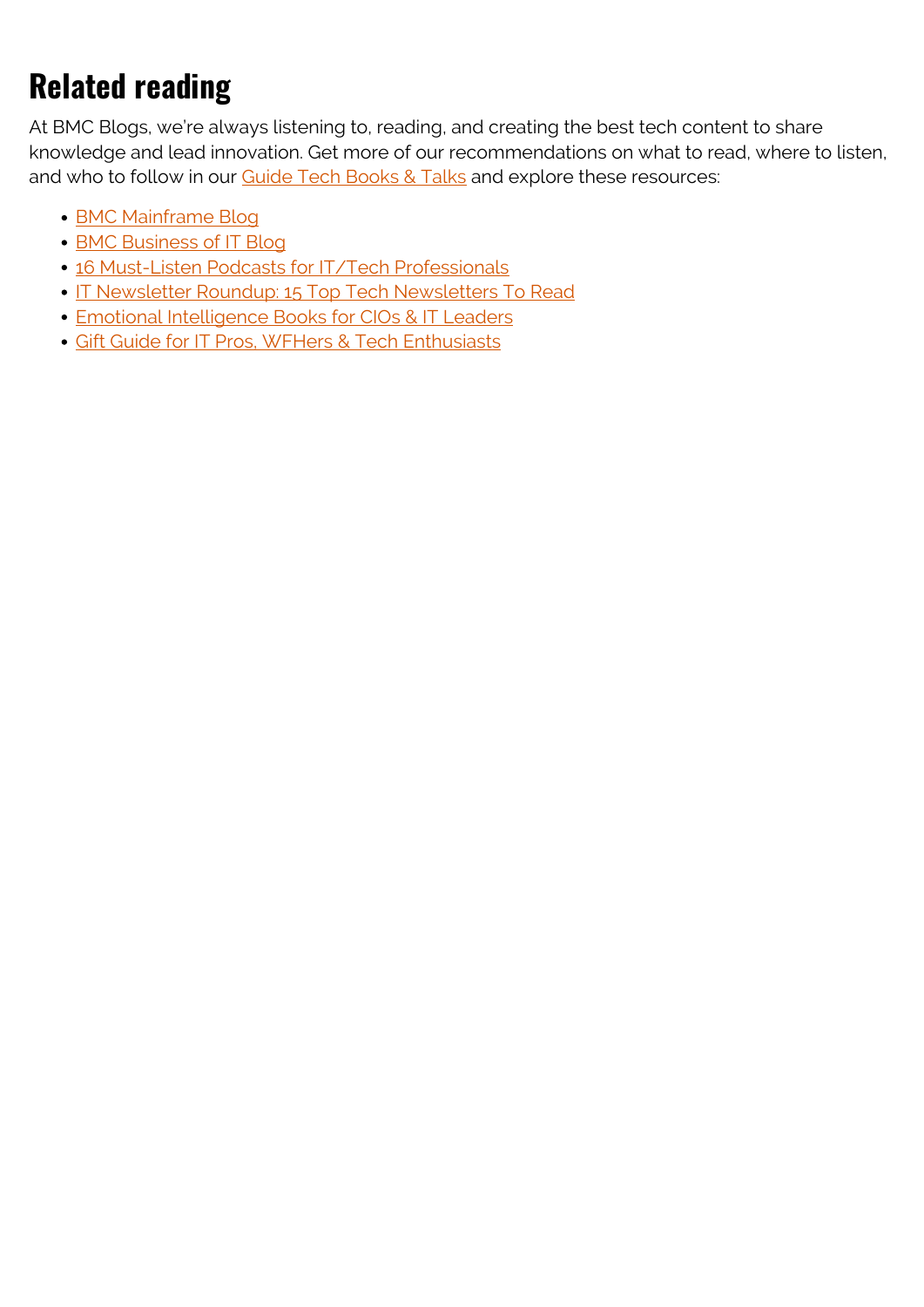## Related reading

At BMC Blogs, we're always listening to, reading, and creating the best tech content to share knowledge and lead innovation. Get more of our recommendations on what to read, where to listen, and who to follow in our Guide Tech Books & Talks and explore these resources:

- BMC Mainframe Blog
- BMC Business of IT Blog
- 16 Must-Listen Podcasts for IT/Tech Professionals
- IT Newsletter Roundup: 15 Top Tech Newsletters To Read
- Emotional Intelligence Books for CIOs & IT Leaders
- Gift Guide for IT Pros, WFHers & Tech Enthusiasts